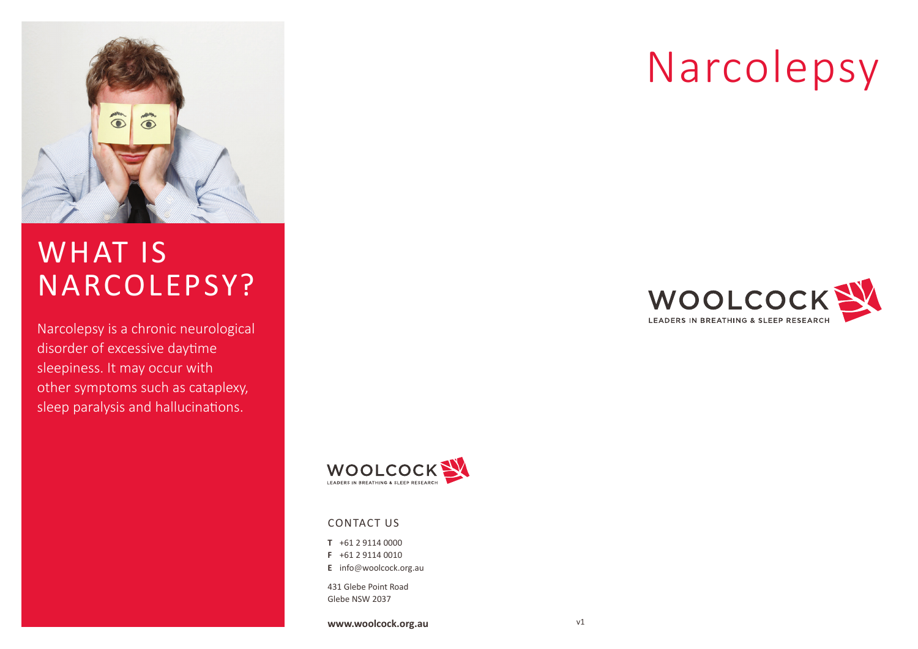# WHAT IS NARCOLEPSY?

Narcolepsy is a chronic neurological disorder of excessive daytime sleepiness. It may occur with other symptoms such as cataplexy, sleep paralysis and hallucinations.

WOOLCOCK
LEADERS IN BREATHING & SLEEP RESEARCH

CONTACT US

**T** +61 2 9114 0000
**F** +61 2 9114 0010
**E** info@woolcock.org.au

431 Glebe Point Road
Glebe NSW 2037

**www.woolcock.org.au**

v1

# Narcolepsy

WOOLCOCK
LEADERS IN BREATHING & SLEEP RESEARCH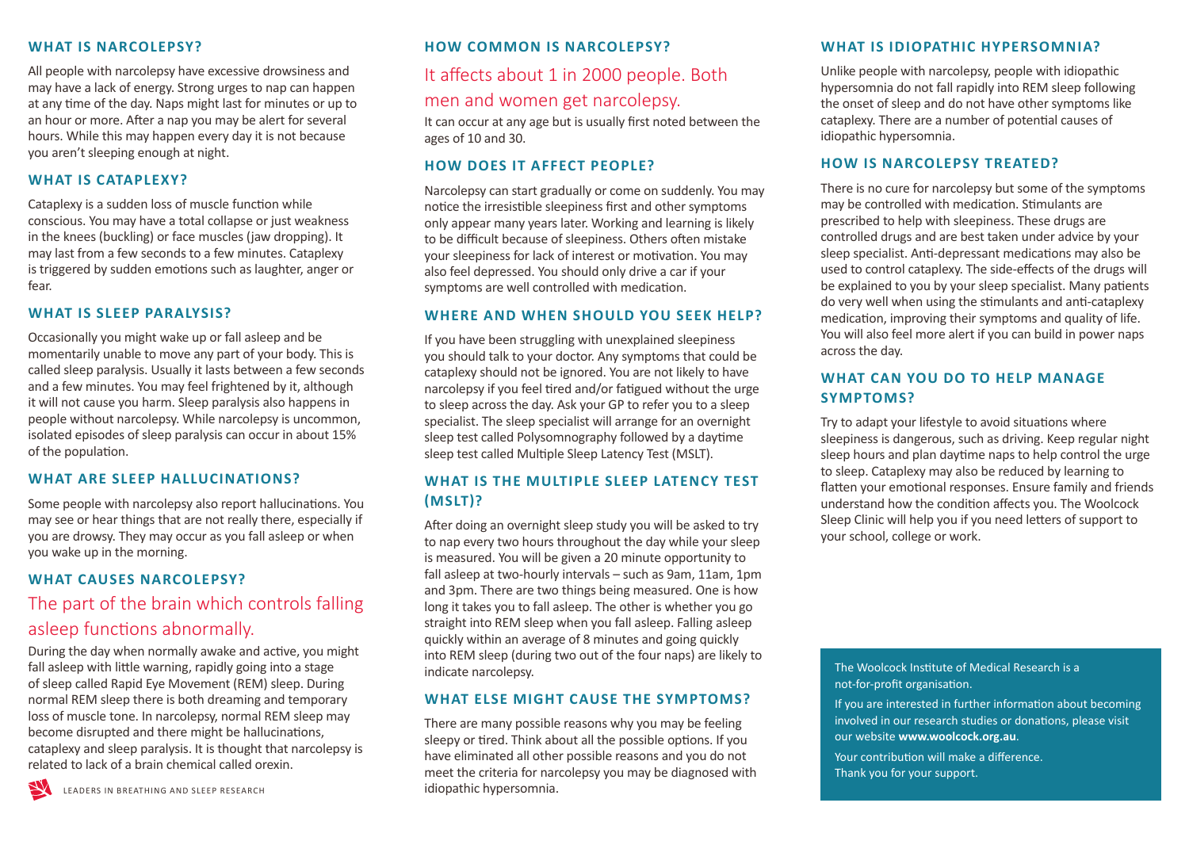## WHAT IS NARCOLEPSY?

All people with narcolepsy have excessive drowsiness and may have a lack of energy. Strong urges to nap can happen at any time of the day. Naps might last for minutes or up to an hour or more. After a nap you may be alert for several hours. While this may happen every day it is not because you aren't sleeping enough at night.

## WHAT IS CATAPLEXY?

Cataplexy is a sudden loss of muscle function while conscious. You may have a total collapse or just weakness in the knees (buckling) or face muscles (jaw dropping). It may last from a few seconds to a few minutes. Cataplexy is triggered by sudden emotions such as laughter, anger or fear.

## WHAT IS SLEEP PARALYSIS?

Occasionally you might wake up or fall asleep and be momentarily unable to move any part of your body. This is called sleep paralysis. Usually it lasts between a few seconds and a few minutes. You may feel frightened by it, although it will not cause you harm. Sleep paralysis also happens in people without narcolepsy. While narcolepsy is uncommon, isolated episodes of sleep paralysis can occur in about 15% of the population.

## WHAT ARE SLEEP HALLUCINATIONS?

Some people with narcolepsy also report hallucinations. You may see or hear things that are not really there, especially if you are drowsy. They may occur as you fall asleep or when you wake up in the morning.

## WHAT CAUSES NARCOLEPSY?

The part of the brain which controls falling asleep functions abnormally.

During the day when normally awake and active, you might fall asleep with little warning, rapidly going into a stage of sleep called Rapid Eye Movement (REM) sleep. During normal REM sleep there is both dreaming and temporary loss of muscle tone. In narcolepsy, normal REM sleep may become disrupted and there might be hallucinations, cataplexy and sleep paralysis. It is thought that narcolepsy is related to lack of a brain chemical called orexin.

## HOW COMMON IS NARCOLEPSY?

It affects about 1 in 2000 people. Both men and women get narcolepsy.

It can occur at any age but is usually first noted between the ages of 10 and 30.

## HOW DOES IT AFFECT PEOPLE?

Narcolepsy can start gradually or come on suddenly. You may notice the irresistible sleepiness first and other symptoms only appear many years later. Working and learning is likely to be difficult because of sleepiness. Others often mistake your sleepiness for lack of interest or motivation. You may also feel depressed. You should only drive a car if your symptoms are well controlled with medication.

## WHERE AND WHEN SHOULD YOU SEEK HELP?

If you have been struggling with unexplained sleepiness you should talk to your doctor. Any symptoms that could be cataplexy should not be ignored. You are not likely to have narcolepsy if you feel tired and/or fatigued without the urge to sleep across the day. Ask your GP to refer you to a sleep specialist. The sleep specialist will arrange for an overnight sleep test called Polysomnography followed by a daytime sleep test called Multiple Sleep Latency Test (MSLT).

## WHAT IS THE MULTIPLE SLEEP LATENCY TEST (MSLT)?

After doing an overnight sleep study you will be asked to try to nap every two hours throughout the day while your sleep is measured. You will be given a 20 minute opportunity to fall asleep at two-hourly intervals – such as 9am, 11am, 1pm and 3pm. There are two things being measured. One is how long it takes you to fall asleep. The other is whether you go straight into REM sleep when you fall asleep. Falling asleep quickly within an average of 8 minutes and going quickly into REM sleep (during two out of the four naps) are likely to indicate narcolepsy.

## WHAT ELSE MIGHT CAUSE THE SYMPTOMS?

There are many possible reasons why you may be feeling sleepy or tired. Think about all the possible options. If you have eliminated all other possible reasons and you do not meet the criteria for narcolepsy you may be diagnosed with idiopathic hypersomnia.

## WHAT IS IDIOPATHIC HYPERSOMNIA?

Unlike people with narcolepsy, people with idiopathic hypersomnia do not fall rapidly into REM sleep following the onset of sleep and do not have other symptoms like cataplexy. There are a number of potential causes of idiopathic hypersomnia.

## HOW IS NARCOLEPSY TREATED?

There is no cure for narcolepsy but some of the symptoms may be controlled with medication. Stimulants are prescribed to help with sleepiness. These drugs are controlled drugs and are best taken under advice by your sleep specialist. Anti-depressant medications may also be used to control cataplexy. The side-effects of the drugs will be explained to you by your sleep specialist. Many patients do very well when using the stimulants and anti-cataplexy medication, improving their symptoms and quality of life. You will also feel more alert if you can build in power naps across the day.

## WHAT CAN YOU DO TO HELP MANAGE SYMPTOMS?

Try to adapt your lifestyle to avoid situations where sleepiness is dangerous, such as driving. Keep regular night sleep hours and plan daytime naps to help control the urge to sleep. Cataplexy may also be reduced by learning to flatten your emotional responses. Ensure family and friends understand how the condition affects you. The Woolcock Sleep Clinic will help you if you need letters of support to your school, college or work.

The Woolcock Institute of Medical Research is a not-for-profit organisation.

If you are interested in further information about becoming involved in our research studies or donations, please visit our website **www.woolcock.org.au**.

Your contribution will make a difference. Thank you for your support.

LEADERS IN BREATHING AND SLEEP RESEARCH